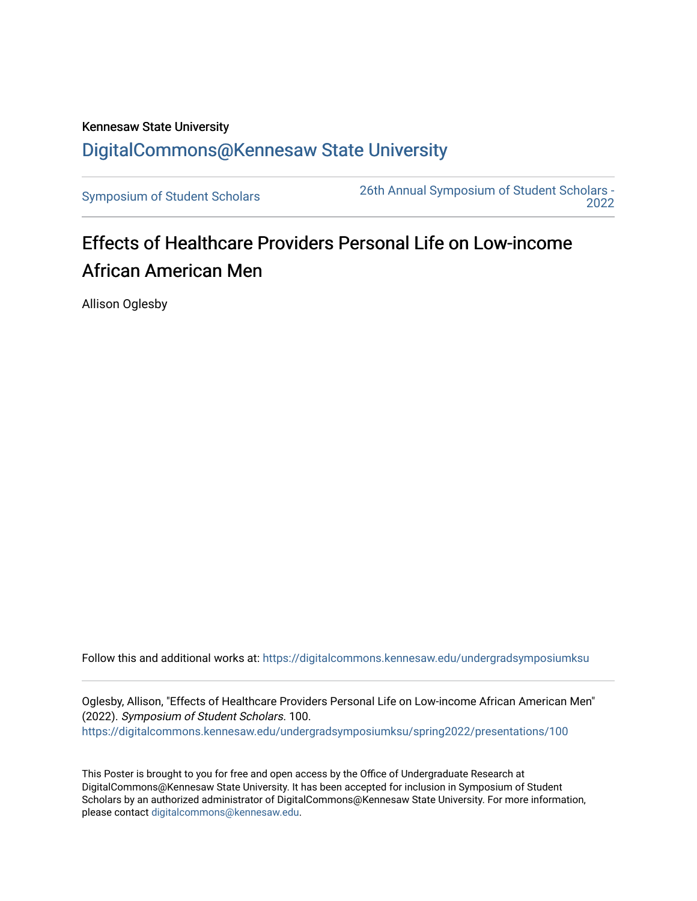Kennesaw State University

DigitalCommons@Kennesaw State University

Symposium of Student Scholars

26th Annual Symposium of Student Scholars - 2022

# Effects of Healthcare Providers Personal Life on Low-income African American Men

Allison Oglesby

Follow this and additional works at: https://digitalcommons.kennesaw.edu/undergradsymposiumksu

Oglesby, Allison, "Effects of Healthcare Providers Personal Life on Low-income African American Men" (2022). *Symposium of Student Scholars*. 100.
https://digitalcommons.kennesaw.edu/undergradsymposiumksu/spring2022/presentations/100

This Poster is brought to you for free and open access by the Office of Undergraduate Research at DigitalCommons@Kennesaw State University. It has been accepted for inclusion in Symposium of Student Scholars by an authorized administrator of DigitalCommons@Kennesaw State University. For more information, please contact digitalcommons@kennesaw.edu.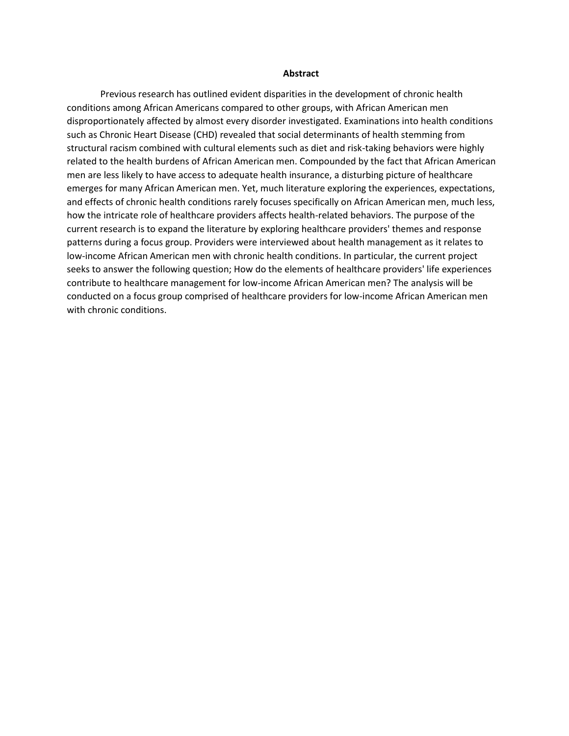**Abstract**

Previous research has outlined evident disparities in the development of chronic health conditions among African Americans compared to other groups, with African American men disproportionately affected by almost every disorder investigated. Examinations into health conditions such as Chronic Heart Disease (CHD) revealed that social determinants of health stemming from structural racism combined with cultural elements such as diet and risk-taking behaviors were highly related to the health burdens of African American men. Compounded by the fact that African American men are less likely to have access to adequate health insurance, a disturbing picture of healthcare emerges for many African American men. Yet, much literature exploring the experiences, expectations, and effects of chronic health conditions rarely focuses specifically on African American men, much less, how the intricate role of healthcare providers affects health-related behaviors. The purpose of the current research is to expand the literature by exploring healthcare providers' themes and response patterns during a focus group. Providers were interviewed about health management as it relates to low-income African American men with chronic health conditions. In particular, the current project seeks to answer the following question; How do the elements of healthcare providers' life experiences contribute to healthcare management for low-income African American men? The analysis will be conducted on a focus group comprised of healthcare providers for low-income African American men with chronic conditions.